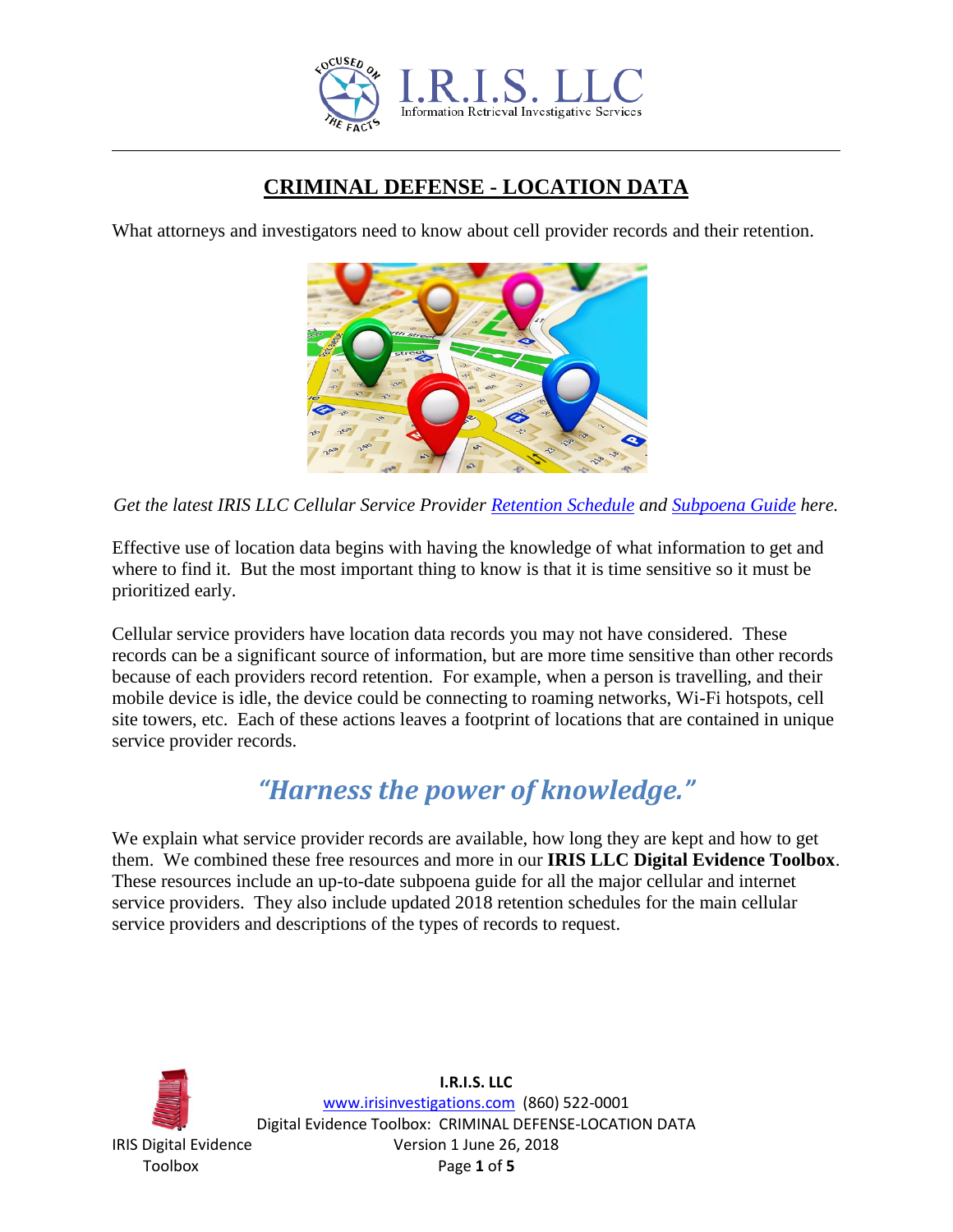# CRIMINAL DEFENSE - LOCATION DATA

What attorneys and investigators need to know about cell provider records and their retention.

*Get the latest IRIS LLC Cellular Service Provider Retention Schedule and Subpoena Guide here.*

Effective use of location data begins with having the knowledge of what information to get and where to find it. But the most important thing to know is that it is time sensitive so it must be prioritized early.

Cellular service providers have location data records you may not have considered. These records can be a significant source of information, but are more time sensitive than other records because of each providers record retention. For example, when a person is travelling, and their mobile device is idle, the device could be connecting to roaming networks, Wi-Fi hotspots, cell site towers, etc. Each of these actions leaves a footprint of locations that are contained in unique service provider records.

## *"Harness the power of knowledge."*

We explain what service provider records are available, how long they are kept and how to get them. We combined these free resources and more in our **IRIS LLC Digital Evidence Toolbox**. These resources include an up-to-date subpoena guide for all the major cellular and internet service providers. They also include updated 2018 retention schedules for the main cellular service providers and descriptions of the types of records to request.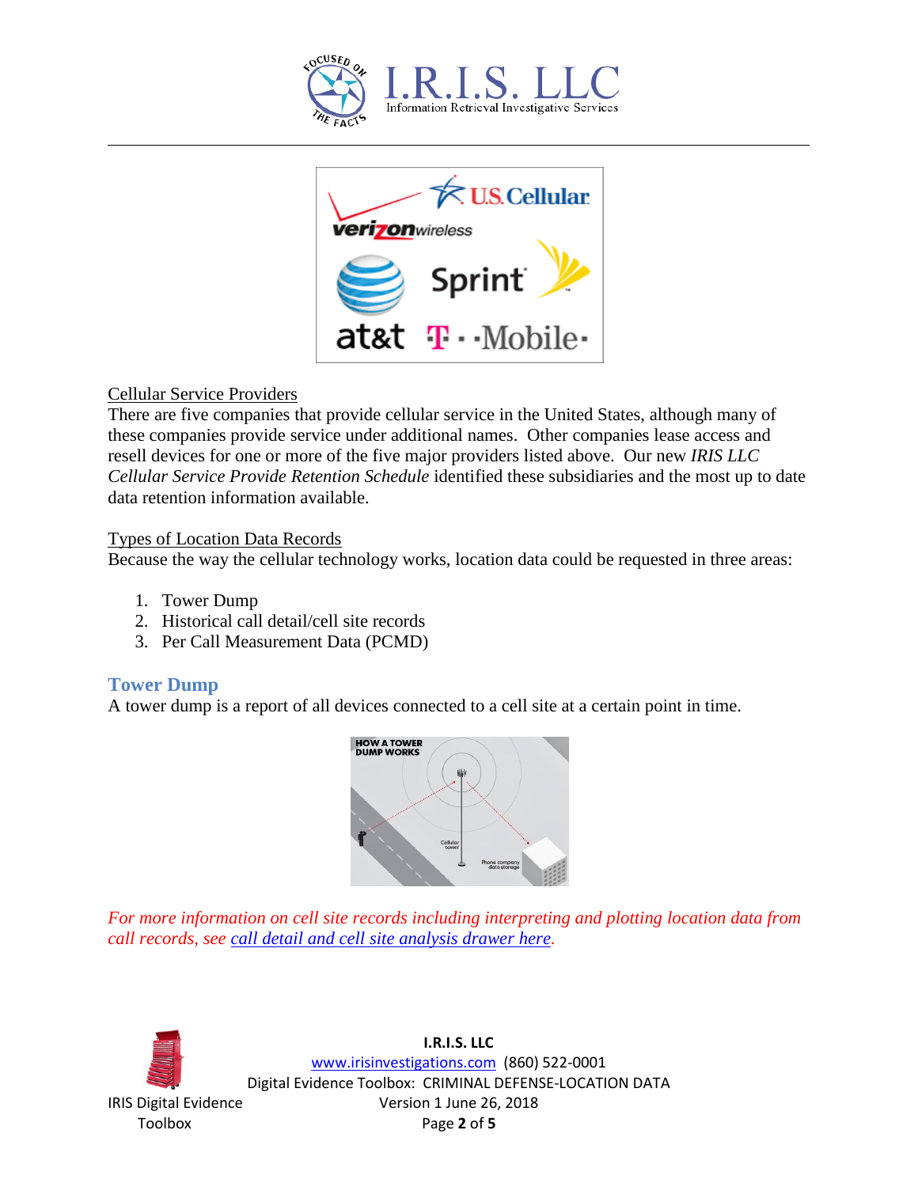Cellular Service Providers

There are five companies that provide cellular service in the United States, although many of these companies provide service under additional names. Other companies lease access and resell devices for one or more of the five major providers listed above. Our new *IRIS LLC Cellular Service Provide Retention Schedule* identified these subsidiaries and the most up to date data retention information available.

Types of Location Data Records

Because the way the cellular technology works, location data could be requested in three areas:

1. Tower Dump
2. Historical call detail/cell site records
3. Per Call Measurement Data (PCMD)

## Tower Dump

A tower dump is a report of all devices connected to a cell site at a certain point in time.

*For more information on cell site records including interpreting and plotting location data from call records, see [call detail and cell site analysis drawer here](call detail and cell site analysis drawer here).*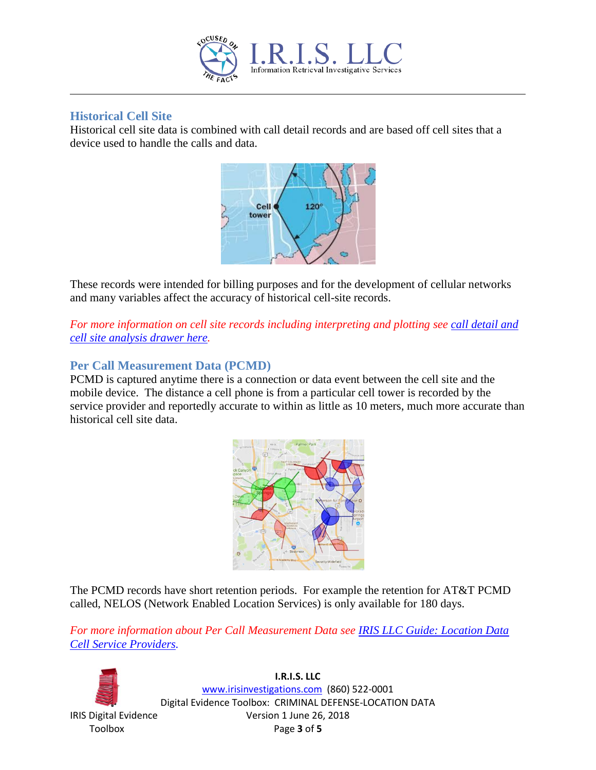## Historical Cell Site

Historical cell site data is combined with call detail records and are based off cell sites that a device used to handle the calls and data.

These records were intended for billing purposes and for the development of cellular networks and many variables affect the accuracy of historical cell-site records.

*For more information on cell site records including interpreting and plotting see [call detail and cell site analysis drawer here](#).*

## Per Call Measurement Data (PCMD)

PCMD is captured anytime there is a connection or data event between the cell site and the mobile device. The distance a cell phone is from a particular cell tower is recorded by the service provider and reportedly accurate to within as little as 10 meters, much more accurate than historical cell site data.

The PCMD records have short retention periods. For example the retention for AT&T PCMD called, NELOS (Network Enabled Location Services) is only available for 180 days.

*For more information about Per Call Measurement Data see [IRIS LLC Guide: Location Data Cell Service Providers](#).*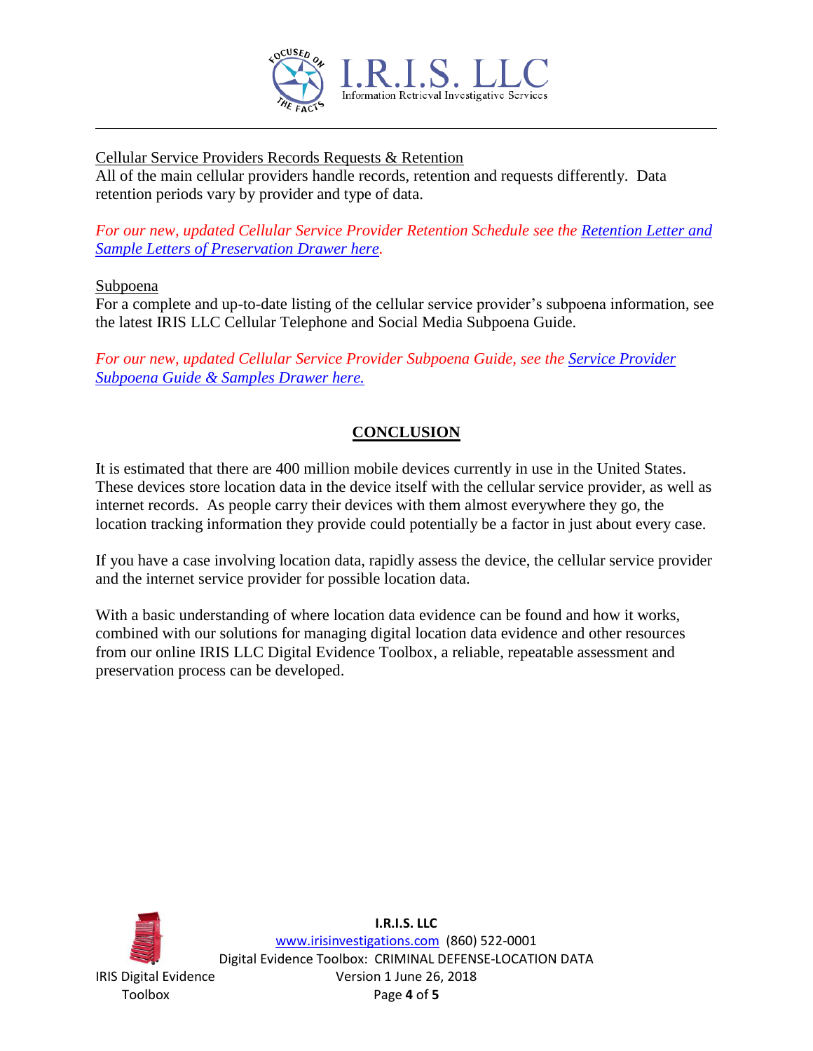Cellular Service Providers Records Requests & Retention

All of the main cellular providers handle records, retention and requests differently. Data retention periods vary by provider and type of data.

*For our new, updated Cellular Service Provider Retention Schedule see the [Retention Letter and Sample Letters of Preservation Drawer here](#).*

Subpoena

For a complete and up-to-date listing of the cellular service provider's subpoena information, see the latest IRIS LLC Cellular Telephone and Social Media Subpoena Guide.

*For our new, updated Cellular Service Provider Subpoena Guide, see the [Service Provider Subpoena Guide & Samples Drawer here.](#)*

## CONCLUSION

It is estimated that there are 400 million mobile devices currently in use in the United States. These devices store location data in the device itself with the cellular service provider, as well as internet records. As people carry their devices with them almost everywhere they go, the location tracking information they provide could potentially be a factor in just about every case.

If you have a case involving location data, rapidly assess the device, the cellular service provider and the internet service provider for possible location data.

With a basic understanding of where location data evidence can be found and how it works, combined with our solutions for managing digital location data evidence and other resources from our online IRIS LLC Digital Evidence Toolbox, a reliable, repeatable assessment and preservation process can be developed.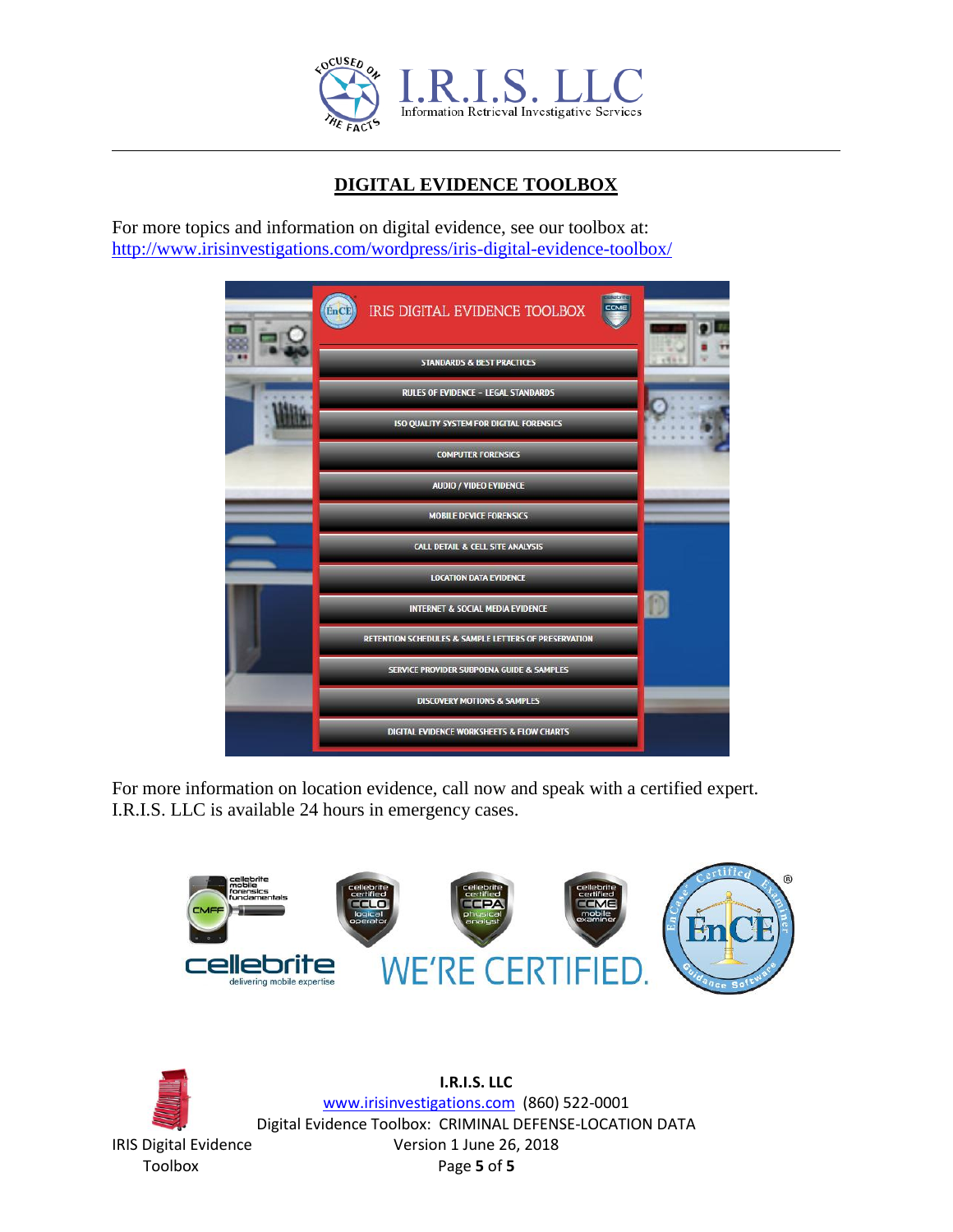## DIGITAL EVIDENCE TOOLBOX

For more topics and information on digital evidence, see our toolbox at:
http://www.irisinvestigations.com/wordpress/iris-digital-evidence-toolbox/

IRIS DIGITAL EVIDENCE TOOLBOX

- STANDARDS & BEST PRACTICES
- RULES OF EVIDENCE – LEGAL STANDARDS
- ISO QUALITY SYSTEM FOR DIGITAL FORENSICS
- COMPUTER FORENSICS
- AUDIO / VIDEO EVIDENCE
- MOBILE DEVICE FORENSICS
- CALL DETAIL & CELL SITE ANALYSIS
- LOCATION DATA EVIDENCE
- INTERNET & SOCIAL MEDIA EVIDENCE
- RETENTION SCHEDULES & SAMPLE LETTERS OF PRESERVATION
- SERVICE PROVIDER SUBPOENA GUIDE & SAMPLES
- DISCOVERY MOTIONS & SAMPLES
- DIGITAL EVIDENCE WORKSHEETS & FLOW CHARTS

For more information on location evidence, call now and speak with a certified expert. I.R.I.S. LLC is available 24 hours in emergency cases.

WE'RE CERTIFIED.